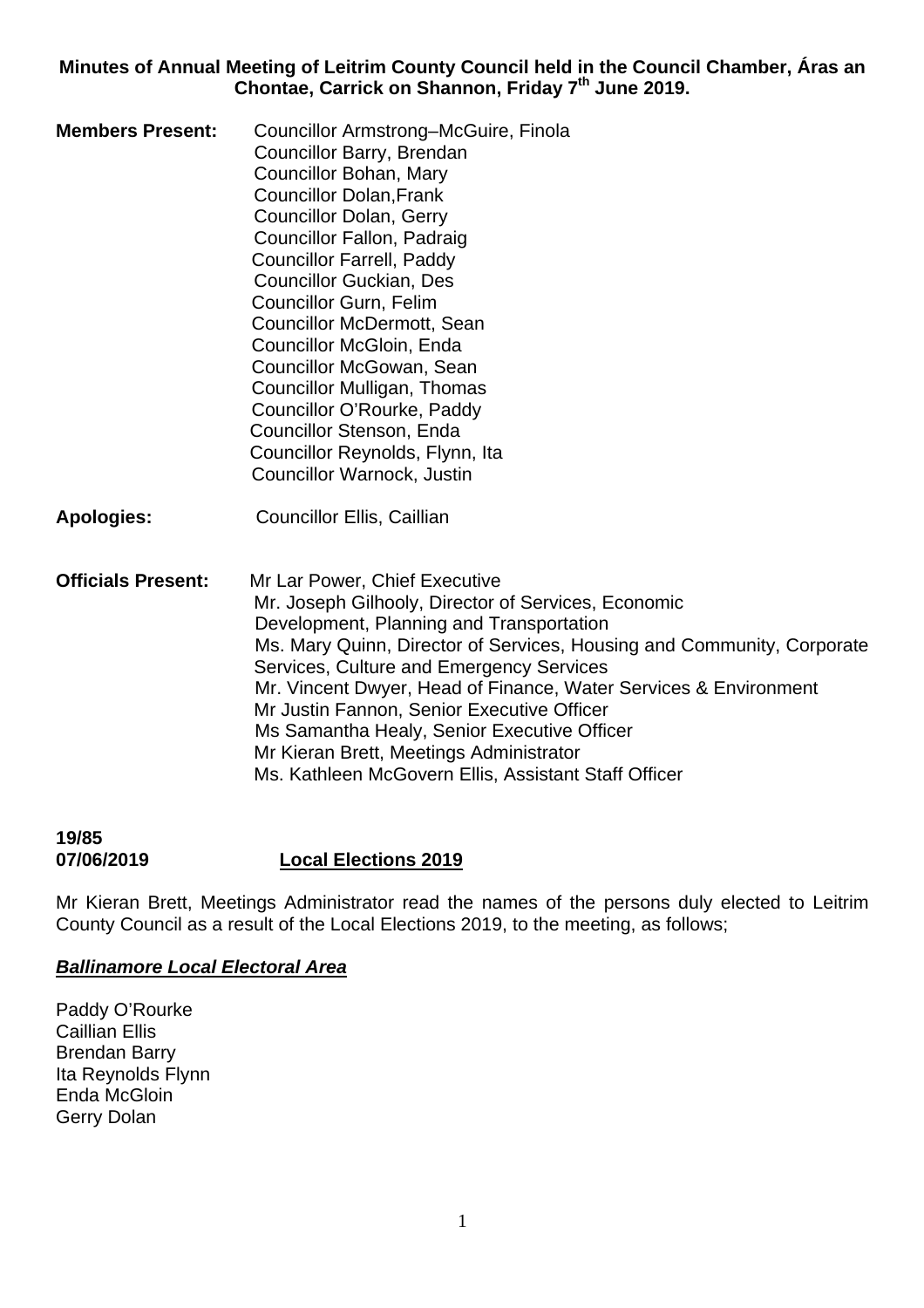# Minutes of Annual Meeting of Leitrim County Council held in the Council Chamber, Áras an Chontae, Carrick on Shannon, Friday 7th June 2019.

**Members Present:**
Councillor Armstrong–McGuire, Finola
Councillor Barry, Brendan
Councillor Bohan, Mary
Councillor Dolan,Frank
Councillor Dolan, Gerry
Councillor Fallon, Padraig
Councillor Farrell, Paddy
Councillor Guckian, Des
Councillor Gurn, Felim
Councillor McDermott, Sean
Councillor McGloin, Enda
Councillor McGowan, Sean
Councillor Mulligan, Thomas
Councillor O'Rourke, Paddy
Councillor Stenson, Enda
Councillor Reynolds, Flynn, Ita
Councillor Warnock, Justin

**Apologies:**
Councillor Ellis, Caillian

**Officials Present:**
Mr Lar Power, Chief Executive
Mr. Joseph Gilhooly, Director of Services, Economic Development, Planning and Transportation
Ms. Mary Quinn, Director of Services, Housing and Community, Corporate Services, Culture and Emergency Services
Mr. Vincent Dwyer, Head of Finance, Water Services & Environment
Mr Justin Fannon, Senior Executive Officer
Ms Samantha Healy, Senior Executive Officer
Mr Kieran Brett, Meetings Administrator
Ms. Kathleen McGovern Ellis, Assistant Staff Officer

**19/85**
**07/06/2019** **Local Elections 2019**

Mr Kieran Brett, Meetings Administrator read the names of the persons duly elected to Leitrim County Council as a result of the Local Elections 2019, to the meeting, as follows;

***Ballinamore Local Electoral Area***

Paddy O'Rourke
Caillian Ellis
Brendan Barry
Ita Reynolds Flynn
Enda McGloin
Gerry Dolan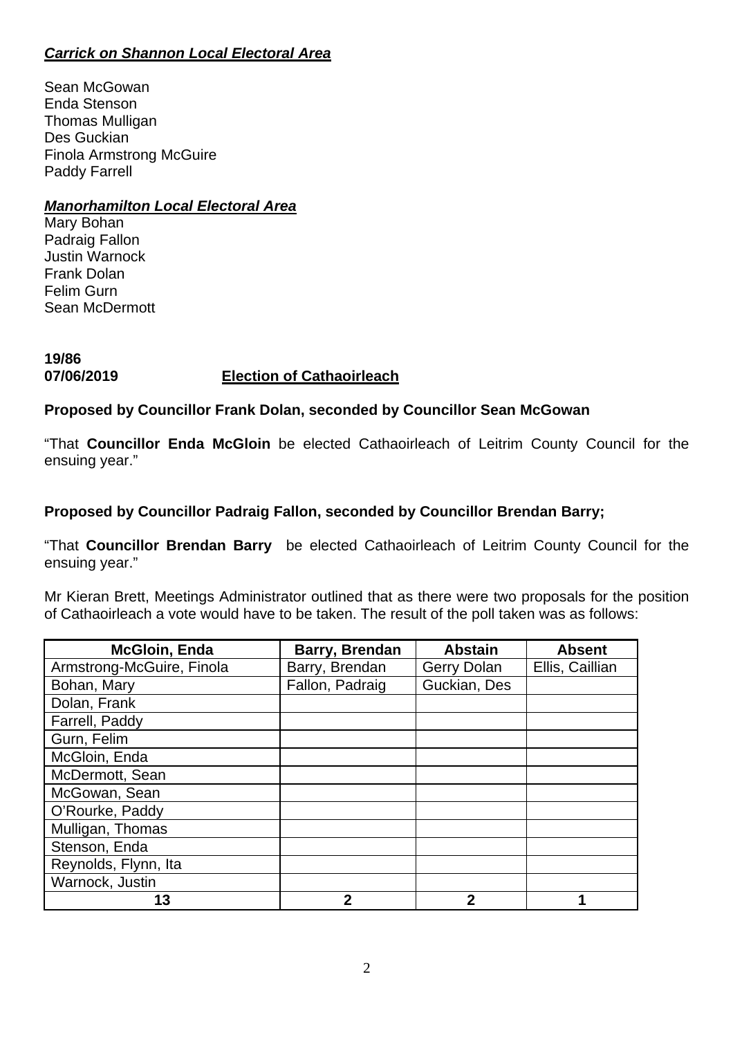***Carrick on Shannon Local Electoral Area***

Sean McGowan
Enda Stenson
Thomas Mulligan
Des Guckian
Finola Armstrong McGuire
Paddy Farrell

***Manorhamilton Local Electoral Area***

Mary Bohan
Padraig Fallon
Justin Warnock
Frank Dolan
Felim Gurn
Sean McDermott

**19/86**
**07/06/2019** **Election of Cathaoirleach**

**Proposed by Councillor Frank Dolan, seconded by Councillor Sean McGowan**

"That **Councillor Enda McGloin** be elected Cathaoirleach of Leitrim County Council for the ensuing year."

**Proposed by Councillor Padraig Fallon, seconded by Councillor Brendan Barry;**

"That **Councillor Brendan Barry** be elected Cathaoirleach of Leitrim County Council for the ensuing year."

Mr Kieran Brett, Meetings Administrator outlined that as there were two proposals for the position of Cathaoirleach a vote would have to be taken. The result of the poll taken was as follows:

| McGloin, Enda | Barry, Brendan | Abstain | Absent |
|---|---|---|---|
| Armstrong-McGuire, Finola | Barry, Brendan | Gerry Dolan | Ellis, Caillian |
| Bohan, Mary | Fallon, Padraig | Guckian, Des | |
| Dolan, Frank | | | |
| Farrell, Paddy | | | |
| Gurn, Felim | | | |
| McGloin, Enda | | | |
| McDermott, Sean | | | |
| McGowan, Sean | | | |
| O'Rourke, Paddy | | | |
| Mulligan, Thomas | | | |
| Stenson, Enda | | | |
| Reynolds, Flynn, Ita | | | |
| Warnock, Justin | | | |
| **13** | **2** | **2** | **1** |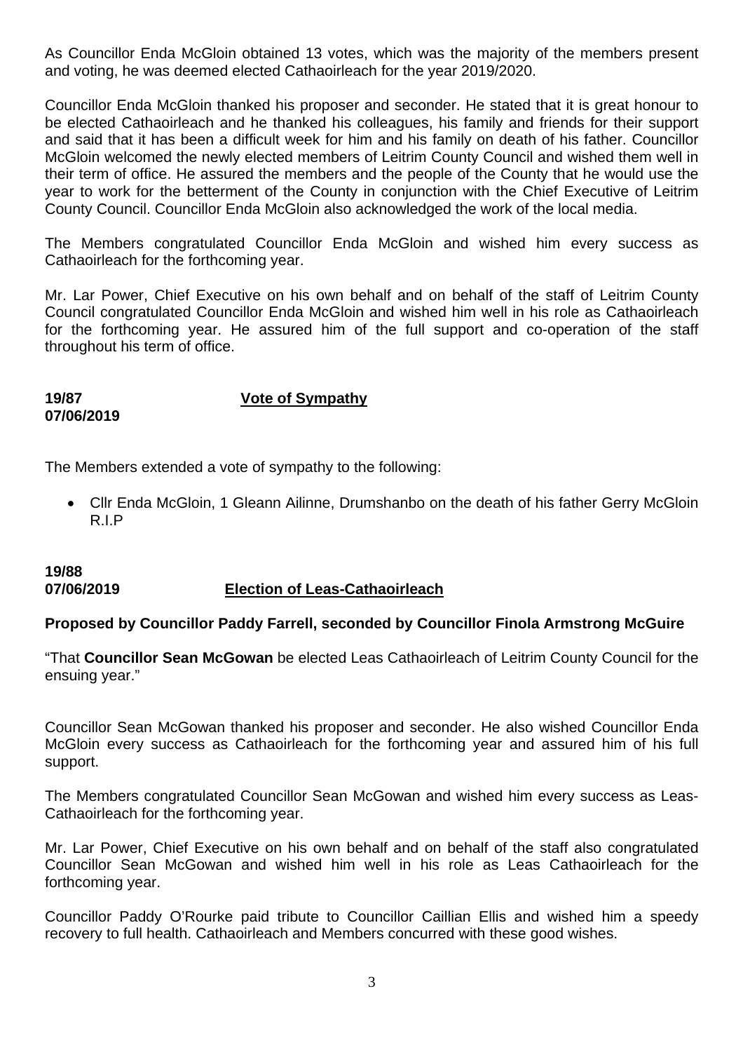As Councillor Enda McGloin obtained 13 votes, which was the majority of the members present and voting, he was deemed elected Cathaoirleach for the year 2019/2020.

Councillor Enda McGloin thanked his proposer and seconder. He stated that it is great honour to be elected Cathaoirleach and he thanked his colleagues, his family and friends for their support and said that it has been a difficult week for him and his family on death of his father. Councillor McGloin welcomed the newly elected members of Leitrim County Council and wished them well in their term of office. He assured the members and the people of the County that he would use the year to work for the betterment of the County in conjunction with the Chief Executive of Leitrim County Council. Councillor Enda McGloin also acknowledged the work of the local media.

The Members congratulated Councillor Enda McGloin and wished him every success as Cathaoirleach for the forthcoming year.

Mr. Lar Power, Chief Executive on his own behalf and on behalf of the staff of Leitrim County Council congratulated Councillor Enda McGloin and wished him well in his role as Cathaoirleach for the forthcoming year. He assured him of the full support and co-operation of the staff throughout his term of office.

**19/87**
**07/06/2019** **Vote of Sympathy**

The Members extended a vote of sympathy to the following:

- Cllr Enda McGloin, 1 Gleann Ailinne, Drumshanbo on the death of his father Gerry McGloin R.I.P

**19/88**
**07/06/2019** **Election of Leas-Cathaoirleach**

**Proposed by Councillor Paddy Farrell, seconded by Councillor Finola Armstrong McGuire**

"That **Councillor Sean McGowan** be elected Leas Cathaoirleach of Leitrim County Council for the ensuing year."

Councillor Sean McGowan thanked his proposer and seconder. He also wished Councillor Enda McGloin every success as Cathaoirleach for the forthcoming year and assured him of his full support.

The Members congratulated Councillor Sean McGowan and wished him every success as Leas-Cathaoirleach for the forthcoming year.

Mr. Lar Power, Chief Executive on his own behalf and on behalf of the staff also congratulated Councillor Sean McGowan and wished him well in his role as Leas Cathaoirleach for the forthcoming year.

Councillor Paddy O'Rourke paid tribute to Councillor Caillian Ellis and wished him a speedy recovery to full health. Cathaoirleach and Members concurred with these good wishes.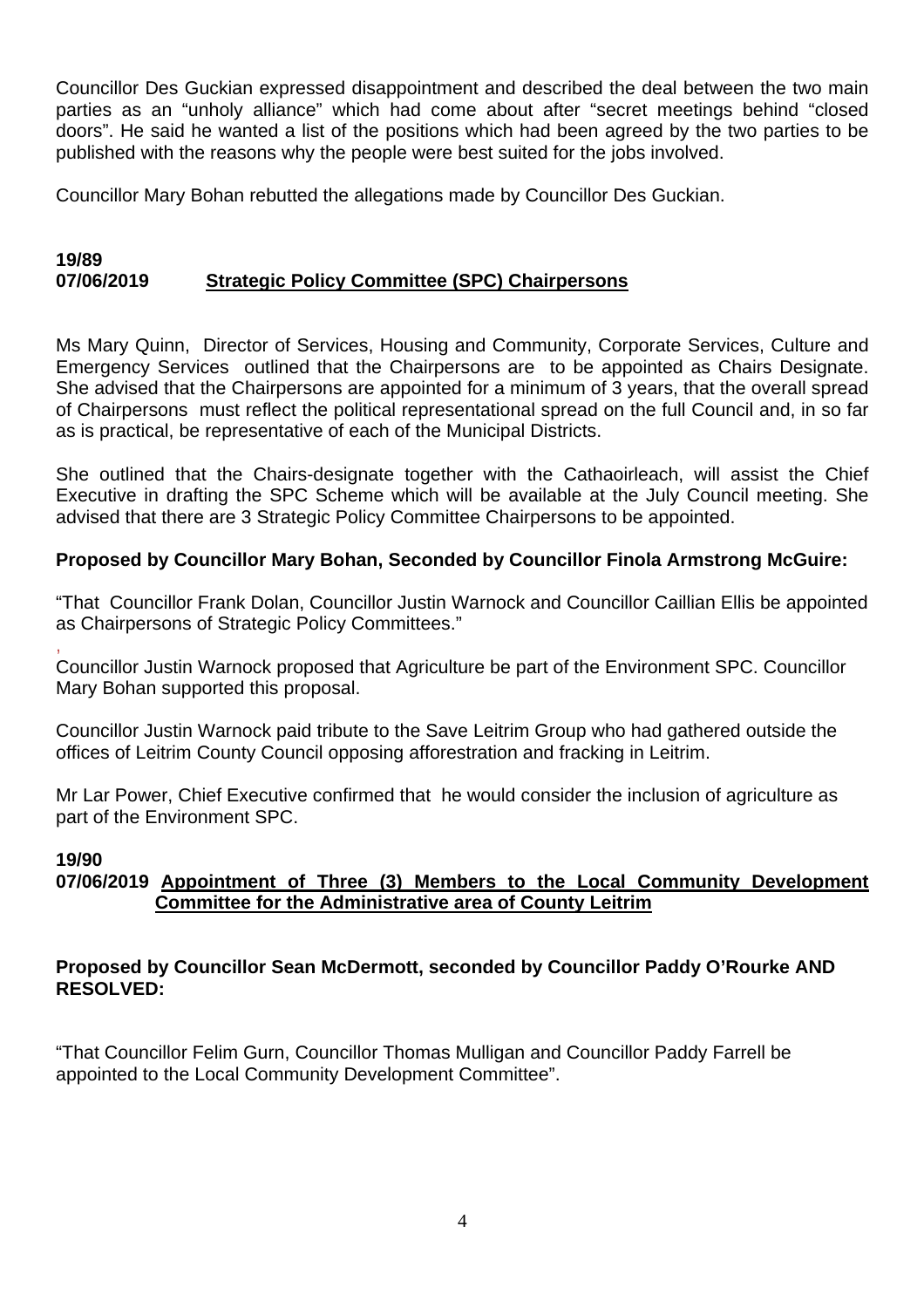Councillor Des Guckian expressed disappointment and described the deal between the two main parties as an "unholy alliance" which had come about after "secret meetings behind "closed doors". He said he wanted a list of the positions which had been agreed by the two parties to be published with the reasons why the people were best suited for the jobs involved.

Councillor Mary Bohan rebutted the allegations made by Councillor Des Guckian.

**19/89**
**07/06/2019** **<u>Strategic Policy Committee (SPC) Chairpersons</u>**

Ms Mary Quinn, Director of Services, Housing and Community, Corporate Services, Culture and Emergency Services outlined that the Chairpersons are to be appointed as Chairs Designate. She advised that the Chairpersons are appointed for a minimum of 3 years, that the overall spread of Chairpersons must reflect the political representational spread on the full Council and, in so far as is practical, be representative of each of the Municipal Districts.

She outlined that the Chairs-designate together with the Cathaoirleach, will assist the Chief Executive in drafting the SPC Scheme which will be available at the July Council meeting. She advised that there are 3 Strategic Policy Committee Chairpersons to be appointed.

**Proposed by Councillor Mary Bohan, Seconded by Councillor Finola Armstrong McGuire:**

"That Councillor Frank Dolan, Councillor Justin Warnock and Councillor Caillian Ellis be appointed as Chairpersons of Strategic Policy Committees."

Councillor Justin Warnock proposed that Agriculture be part of the Environment SPC. Councillor Mary Bohan supported this proposal.

Councillor Justin Warnock paid tribute to the Save Leitrim Group who had gathered outside the offices of Leitrim County Council opposing afforestration and fracking in Leitrim.

Mr Lar Power, Chief Executive confirmed that he would consider the inclusion of agriculture as part of the Environment SPC.

**19/90**
**07/06/2019** **<u>Appointment of Three (3) Members to the Local Community Development Committee for the Administrative area of County Leitrim</u>**

**Proposed by Councillor Sean McDermott, seconded by Councillor Paddy O'Rourke AND RESOLVED:**

"That Councillor Felim Gurn, Councillor Thomas Mulligan and Councillor Paddy Farrell be appointed to the Local Community Development Committee".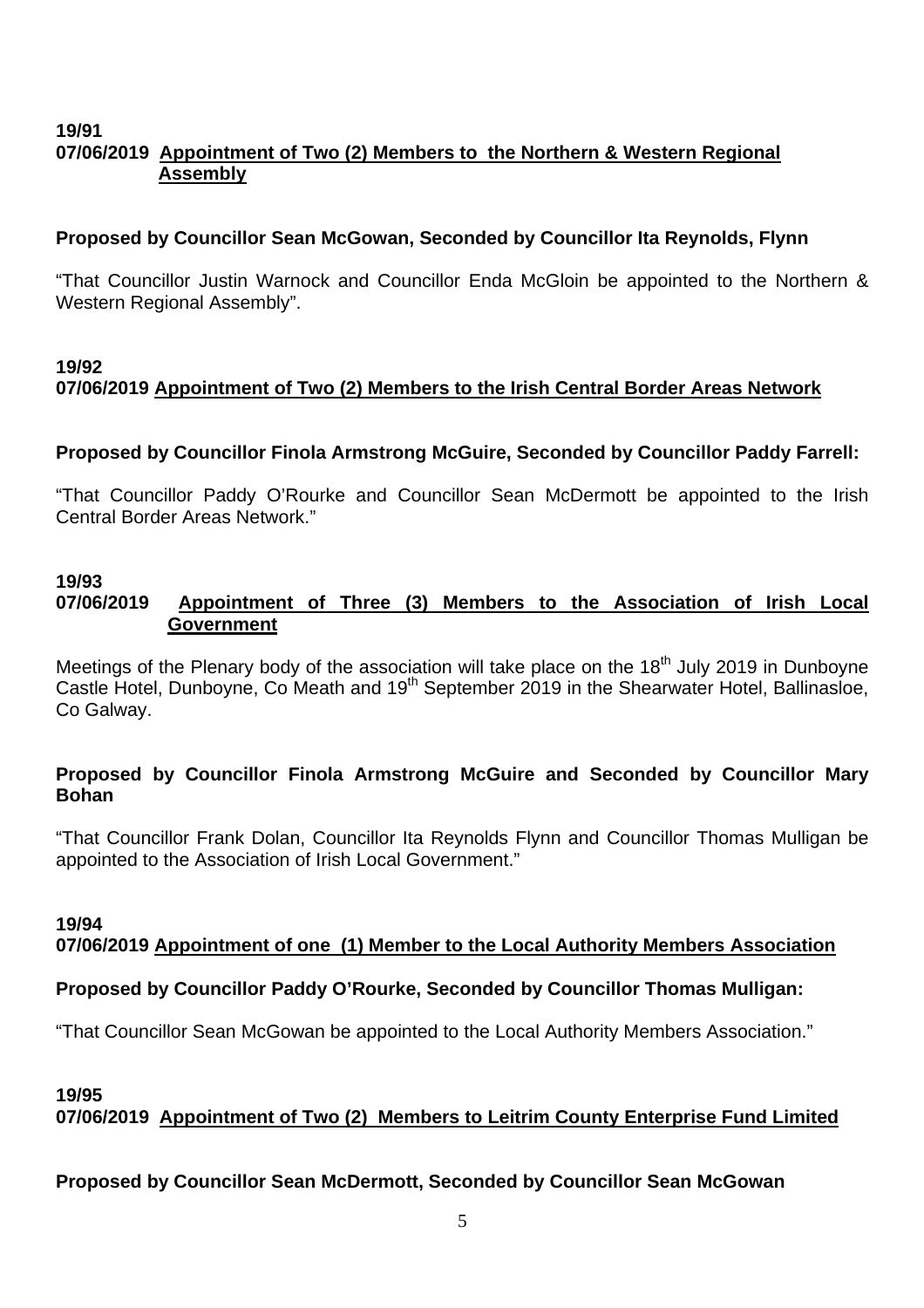**19/91**
**07/06/2019 <u>Appointment of Two (2) Members to the Northern & Western Regional Assembly</u>**

**Proposed by Councillor Sean McGowan, Seconded by Councillor Ita Reynolds, Flynn**

“That Councillor Justin Warnock and Councillor Enda McGloin be appointed to the Northern & Western Regional Assembly”.

**19/92**
**07/06/2019 <u>Appointment of Two (2) Members to the Irish Central Border Areas Network</u>**

**Proposed by Councillor Finola Armstrong McGuire, Seconded by Councillor Paddy Farrell:**

“That Councillor Paddy O’Rourke and Councillor Sean McDermott be appointed to the Irish Central Border Areas Network.”

**19/93**
**07/06/2019 <u>Appointment of Three (3) Members to the Association of Irish Local Government</u>**

Meetings of the Plenary body of the association will take place on the 18th July 2019 in Dunboyne Castle Hotel, Dunboyne, Co Meath and 19th September 2019 in the Shearwater Hotel, Ballinasloe, Co Galway.

**Proposed by Councillor Finola Armstrong McGuire and Seconded by Councillor Mary Bohan**

“That Councillor Frank Dolan, Councillor Ita Reynolds Flynn and Councillor Thomas Mulligan be appointed to the Association of Irish Local Government.”

**19/94**
**07/06/2019 <u>Appointment of one (1) Member to the Local Authority Members Association</u>**

**Proposed by Councillor Paddy O’Rourke, Seconded by Councillor Thomas Mulligan:**

“That Councillor Sean McGowan be appointed to the Local Authority Members Association.”

**19/95**
**07/06/2019 <u>Appointment of Two (2) Members to Leitrim County Enterprise Fund Limited</u>**

**Proposed by Councillor Sean McDermott, Seconded by Councillor Sean McGowan**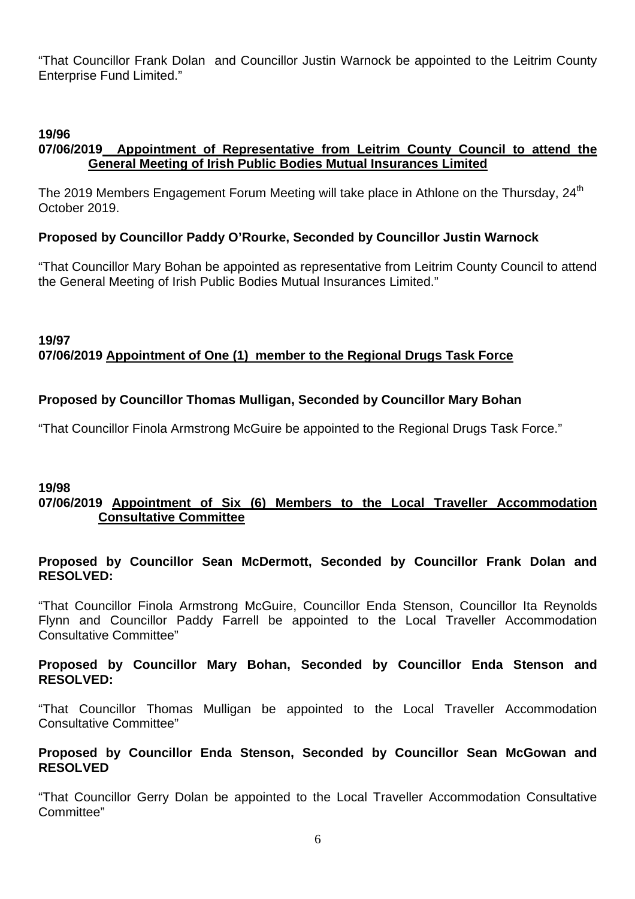"That Councillor Frank Dolan and Councillor Justin Warnock be appointed to the Leitrim County Enterprise Fund Limited."

**19/96**
**07/06/2019 Appointment of Representative from Leitrim County Council to attend the General Meeting of Irish Public Bodies Mutual Insurances Limited**

The 2019 Members Engagement Forum Meeting will take place in Athlone on the Thursday, 24th October 2019.

**Proposed by Councillor Paddy O'Rourke, Seconded by Councillor Justin Warnock**

"That Councillor Mary Bohan be appointed as representative from Leitrim County Council to attend the General Meeting of Irish Public Bodies Mutual Insurances Limited."

**19/97**
**07/06/2019 Appointment of One (1) member to the Regional Drugs Task Force**

**Proposed by Councillor Thomas Mulligan, Seconded by Councillor Mary Bohan**

"That Councillor Finola Armstrong McGuire be appointed to the Regional Drugs Task Force."

**19/98**
**07/06/2019 Appointment of Six (6) Members to the Local Traveller Accommodation Consultative Committee**

**Proposed by Councillor Sean McDermott, Seconded by Councillor Frank Dolan and RESOLVED:**

"That Councillor Finola Armstrong McGuire, Councillor Enda Stenson, Councillor Ita Reynolds Flynn and Councillor Paddy Farrell be appointed to the Local Traveller Accommodation Consultative Committee"

**Proposed by Councillor Mary Bohan, Seconded by Councillor Enda Stenson and RESOLVED:**

"That Councillor Thomas Mulligan be appointed to the Local Traveller Accommodation Consultative Committee"

**Proposed by Councillor Enda Stenson, Seconded by Councillor Sean McGowan and RESOLVED**

"That Councillor Gerry Dolan be appointed to the Local Traveller Accommodation Consultative Committee"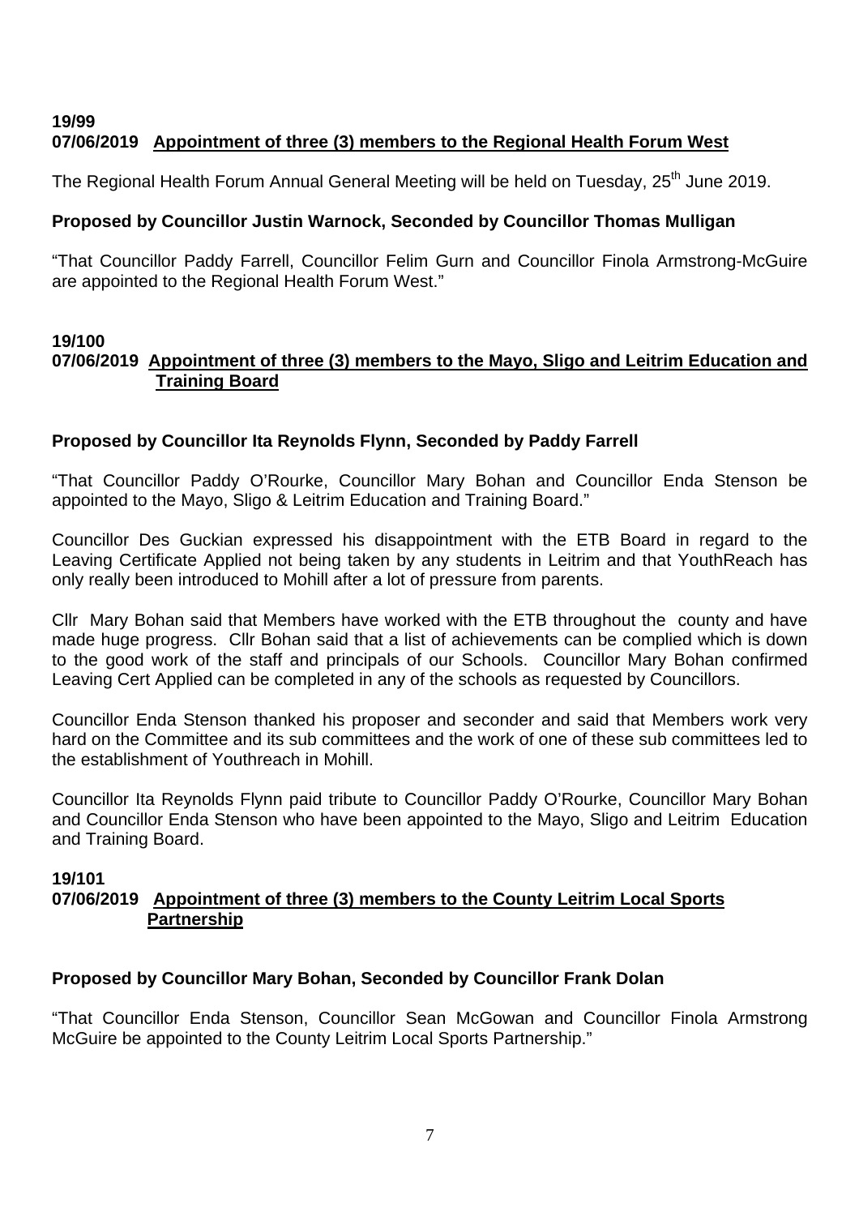**19/99**
**07/06/2019 Appointment of three (3) members to the Regional Health Forum West**

The Regional Health Forum Annual General Meeting will be held on Tuesday, 25th June 2019.

**Proposed by Councillor Justin Warnock, Seconded by Councillor Thomas Mulligan**

"That Councillor Paddy Farrell, Councillor Felim Gurn and Councillor Finola Armstrong-McGuire are appointed to the Regional Health Forum West."

**19/100**
**07/06/2019 Appointment of three (3) members to the Mayo, Sligo and Leitrim Education and Training Board**

**Proposed by Councillor Ita Reynolds Flynn, Seconded by Paddy Farrell**

"That Councillor Paddy O'Rourke, Councillor Mary Bohan and Councillor Enda Stenson be appointed to the Mayo, Sligo & Leitrim Education and Training Board."

Councillor Des Guckian expressed his disappointment with the ETB Board in regard to the Leaving Certificate Applied not being taken by any students in Leitrim and that YouthReach has only really been introduced to Mohill after a lot of pressure from parents.

Cllr Mary Bohan said that Members have worked with the ETB throughout the county and have made huge progress. Cllr Bohan said that a list of achievements can be complied which is down to the good work of the staff and principals of our Schools. Councillor Mary Bohan confirmed Leaving Cert Applied can be completed in any of the schools as requested by Councillors.

Councillor Enda Stenson thanked his proposer and seconder and said that Members work very hard on the Committee and its sub committees and the work of one of these sub committees led to the establishment of Youthreach in Mohill.

Councillor Ita Reynolds Flynn paid tribute to Councillor Paddy O'Rourke, Councillor Mary Bohan and Councillor Enda Stenson who have been appointed to the Mayo, Sligo and Leitrim Education and Training Board.

**19/101**
**07/06/2019 Appointment of three (3) members to the County Leitrim Local Sports Partnership**

**Proposed by Councillor Mary Bohan, Seconded by Councillor Frank Dolan**

"That Councillor Enda Stenson, Councillor Sean McGowan and Councillor Finola Armstrong McGuire be appointed to the County Leitrim Local Sports Partnership."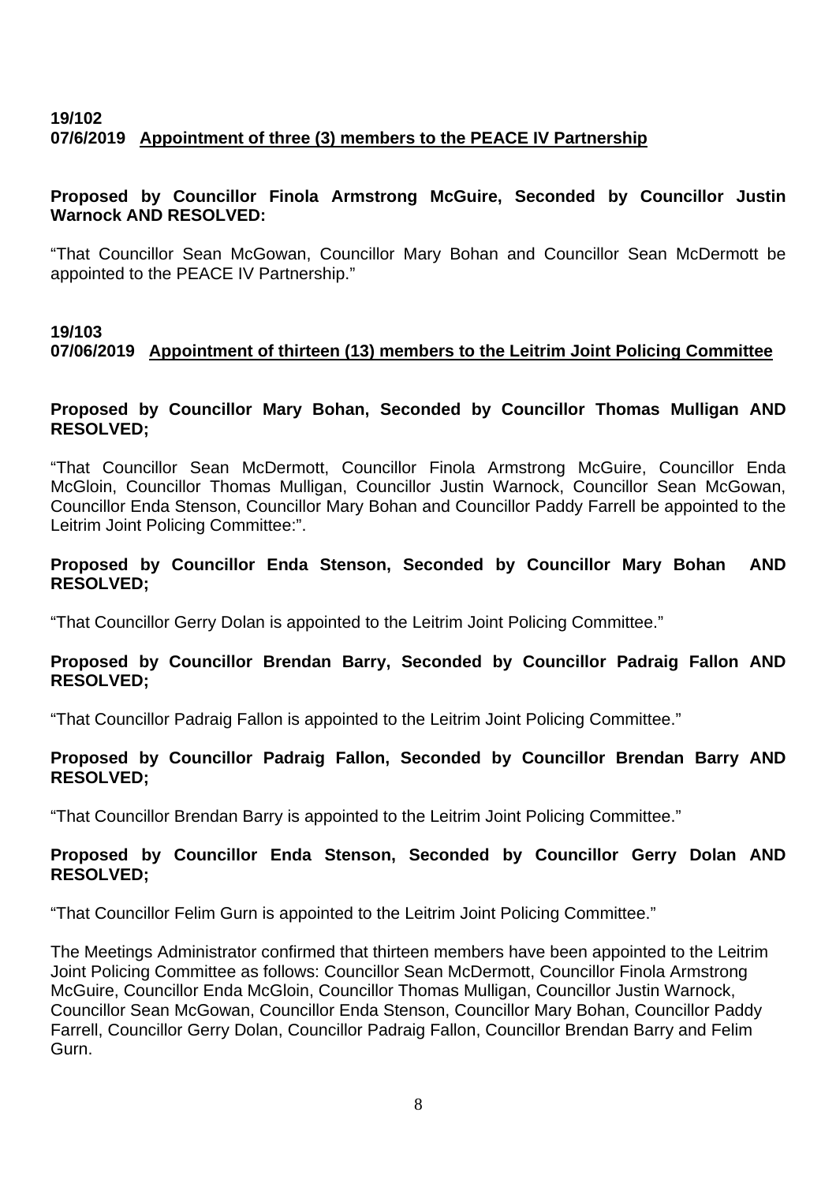**19/102**
**07/6/2019 Appointment of three (3) members to the PEACE IV Partnership**

**Proposed by Councillor Finola Armstrong McGuire, Seconded by Councillor Justin Warnock AND RESOLVED:**

"That Councillor Sean McGowan, Councillor Mary Bohan and Councillor Sean McDermott be appointed to the PEACE IV Partnership."

**19/103**
**07/06/2019 Appointment of thirteen (13) members to the Leitrim Joint Policing Committee**

**Proposed by Councillor Mary Bohan, Seconded by Councillor Thomas Mulligan AND RESOLVED;**

"That Councillor Sean McDermott, Councillor Finola Armstrong McGuire, Councillor Enda McGloin, Councillor Thomas Mulligan, Councillor Justin Warnock, Councillor Sean McGowan, Councillor Enda Stenson, Councillor Mary Bohan and Councillor Paddy Farrell be appointed to the Leitrim Joint Policing Committee:".

**Proposed by Councillor Enda Stenson, Seconded by Councillor Mary Bohan AND RESOLVED;**

"That Councillor Gerry Dolan is appointed to the Leitrim Joint Policing Committee."

**Proposed by Councillor Brendan Barry, Seconded by Councillor Padraig Fallon AND RESOLVED;**

"That Councillor Padraig Fallon is appointed to the Leitrim Joint Policing Committee."

**Proposed by Councillor Padraig Fallon, Seconded by Councillor Brendan Barry AND RESOLVED;**

"That Councillor Brendan Barry is appointed to the Leitrim Joint Policing Committee."

**Proposed by Councillor Enda Stenson, Seconded by Councillor Gerry Dolan AND RESOLVED;**

"That Councillor Felim Gurn is appointed to the Leitrim Joint Policing Committee."

The Meetings Administrator confirmed that thirteen members have been appointed to the Leitrim Joint Policing Committee as follows: Councillor Sean McDermott, Councillor Finola Armstrong McGuire, Councillor Enda McGloin, Councillor Thomas Mulligan, Councillor Justin Warnock, Councillor Sean McGowan, Councillor Enda Stenson, Councillor Mary Bohan, Councillor Paddy Farrell, Councillor Gerry Dolan, Councillor Padraig Fallon, Councillor Brendan Barry and Felim Gurn.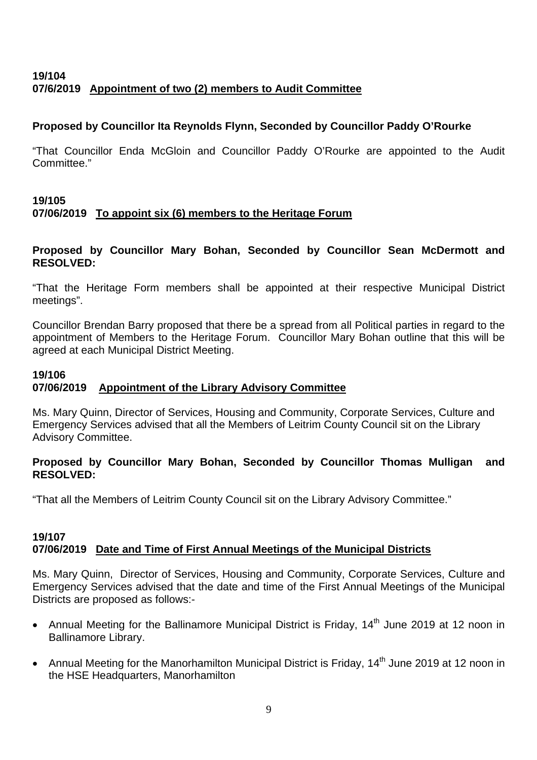**19/104**
**07/6/2019 Appointment of two (2) members to Audit Committee**

**Proposed by Councillor Ita Reynolds Flynn, Seconded by Councillor Paddy O'Rourke**

"That Councillor Enda McGloin and Councillor Paddy O'Rourke are appointed to the Audit Committee."

**19/105**
**07/06/2019 To appoint six (6) members to the Heritage Forum**

**Proposed by Councillor Mary Bohan, Seconded by Councillor Sean McDermott and RESOLVED:**

"That the Heritage Form members shall be appointed at their respective Municipal District meetings".

Councillor Brendan Barry proposed that there be a spread from all Political parties in regard to the appointment of Members to the Heritage Forum. Councillor Mary Bohan outline that this will be agreed at each Municipal District Meeting.

**19/106**
**07/06/2019 Appointment of the Library Advisory Committee**

Ms. Mary Quinn, Director of Services, Housing and Community, Corporate Services, Culture and Emergency Services advised that all the Members of Leitrim County Council sit on the Library Advisory Committee.

**Proposed by Councillor Mary Bohan, Seconded by Councillor Thomas Mulligan and RESOLVED:**

"That all the Members of Leitrim County Council sit on the Library Advisory Committee."

**19/107**
**07/06/2019 Date and Time of First Annual Meetings of the Municipal Districts**

Ms. Mary Quinn, Director of Services, Housing and Community, Corporate Services, Culture and Emergency Services advised that the date and time of the First Annual Meetings of the Municipal Districts are proposed as follows:-

- Annual Meeting for the Ballinamore Municipal District is Friday, 14th June 2019 at 12 noon in Ballinamore Library.
- Annual Meeting for the Manorhamilton Municipal District is Friday, 14th June 2019 at 12 noon in the HSE Headquarters, Manorhamilton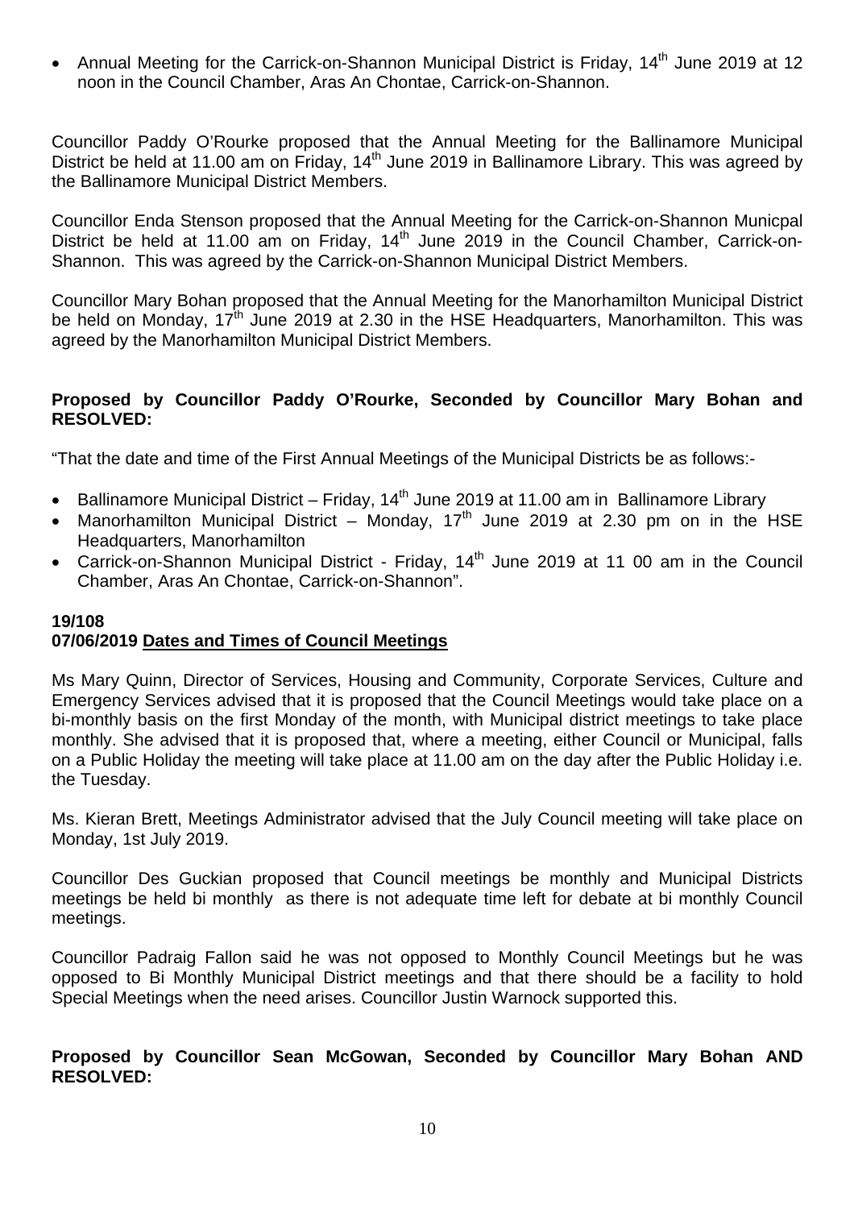- Annual Meeting for the Carrick-on-Shannon Municipal District is Friday, 14th June 2019 at 12 noon in the Council Chamber, Aras An Chontae, Carrick-on-Shannon.

Councillor Paddy O'Rourke proposed that the Annual Meeting for the Ballinamore Municipal District be held at 11.00 am on Friday, 14th June 2019 in Ballinamore Library. This was agreed by the Ballinamore Municipal District Members.

Councillor Enda Stenson proposed that the Annual Meeting for the Carrick-on-Shannon Municpal District be held at 11.00 am on Friday, 14th June 2019 in the Council Chamber, Carrick-on-Shannon. This was agreed by the Carrick-on-Shannon Municipal District Members.

Councillor Mary Bohan proposed that the Annual Meeting for the Manorhamilton Municipal District be held on Monday, 17th June 2019 at 2.30 in the HSE Headquarters, Manorhamilton. This was agreed by the Manorhamilton Municipal District Members.

**Proposed by Councillor Paddy O'Rourke, Seconded by Councillor Mary Bohan and RESOLVED:**

"That the date and time of the First Annual Meetings of the Municipal Districts be as follows:-

- Ballinamore Municipal District – Friday, 14th June 2019 at 11.00 am in Ballinamore Library
- Manorhamilton Municipal District – Monday, 17th June 2019 at 2.30 pm on in the HSE Headquarters, Manorhamilton
- Carrick-on-Shannon Municipal District - Friday, 14th June 2019 at 11 00 am in the Council Chamber, Aras An Chontae, Carrick-on-Shannon".

**19/108**
**07/06/2019 Dates and Times of Council Meetings**

Ms Mary Quinn, Director of Services, Housing and Community, Corporate Services, Culture and Emergency Services advised that it is proposed that the Council Meetings would take place on a bi-monthly basis on the first Monday of the month, with Municipal district meetings to take place monthly. She advised that it is proposed that, where a meeting, either Council or Municipal, falls on a Public Holiday the meeting will take place at 11.00 am on the day after the Public Holiday i.e. the Tuesday.

Ms. Kieran Brett, Meetings Administrator advised that the July Council meeting will take place on Monday, 1st July 2019.

Councillor Des Guckian proposed that Council meetings be monthly and Municipal Districts meetings be held bi monthly as there is not adequate time left for debate at bi monthly Council meetings.

Councillor Padraig Fallon said he was not opposed to Monthly Council Meetings but he was opposed to Bi Monthly Municipal District meetings and that there should be a facility to hold Special Meetings when the need arises. Councillor Justin Warnock supported this.

**Proposed by Councillor Sean McGowan, Seconded by Councillor Mary Bohan AND RESOLVED:**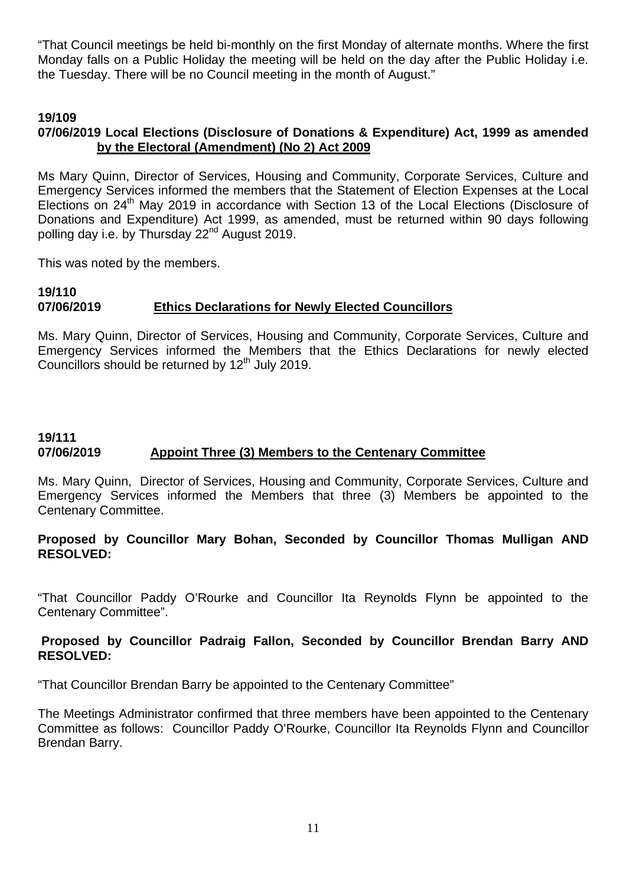"That Council meetings be held bi-monthly on the first Monday of alternate months. Where the first Monday falls on a Public Holiday the meeting will be held on the day after the Public Holiday i.e. the Tuesday. There will be no Council meeting in the month of August."

**19/109**
**07/06/2019 Local Elections (Disclosure of Donations & Expenditure) Act, 1999 as amended by the Electoral (Amendment) (No 2) Act 2009**

Ms Mary Quinn, Director of Services, Housing and Community, Corporate Services, Culture and Emergency Services informed the members that the Statement of Election Expenses at the Local Elections on 24th May 2019 in accordance with Section 13 of the Local Elections (Disclosure of Donations and Expenditure) Act 1999, as amended, must be returned within 90 days following polling day i.e. by Thursday 22nd August 2019.

This was noted by the members.

**19/110**
**07/06/2019 Ethics Declarations for Newly Elected Councillors**

Ms. Mary Quinn, Director of Services, Housing and Community, Corporate Services, Culture and Emergency Services informed the Members that the Ethics Declarations for newly elected Councillors should be returned by 12th July 2019.

**19/111**
**07/06/2019 Appoint Three (3) Members to the Centenary Committee**

Ms. Mary Quinn, Director of Services, Housing and Community, Corporate Services, Culture and Emergency Services informed the Members that three (3) Members be appointed to the Centenary Committee.

**Proposed by Councillor Mary Bohan, Seconded by Councillor Thomas Mulligan AND RESOLVED:**

"That Councillor Paddy O'Rourke and Councillor Ita Reynolds Flynn be appointed to the Centenary Committee".

**Proposed by Councillor Padraig Fallon, Seconded by Councillor Brendan Barry AND RESOLVED:**

"That Councillor Brendan Barry be appointed to the Centenary Committee"

The Meetings Administrator confirmed that three members have been appointed to the Centenary Committee as follows: Councillor Paddy O'Rourke, Councillor Ita Reynolds Flynn and Councillor Brendan Barry.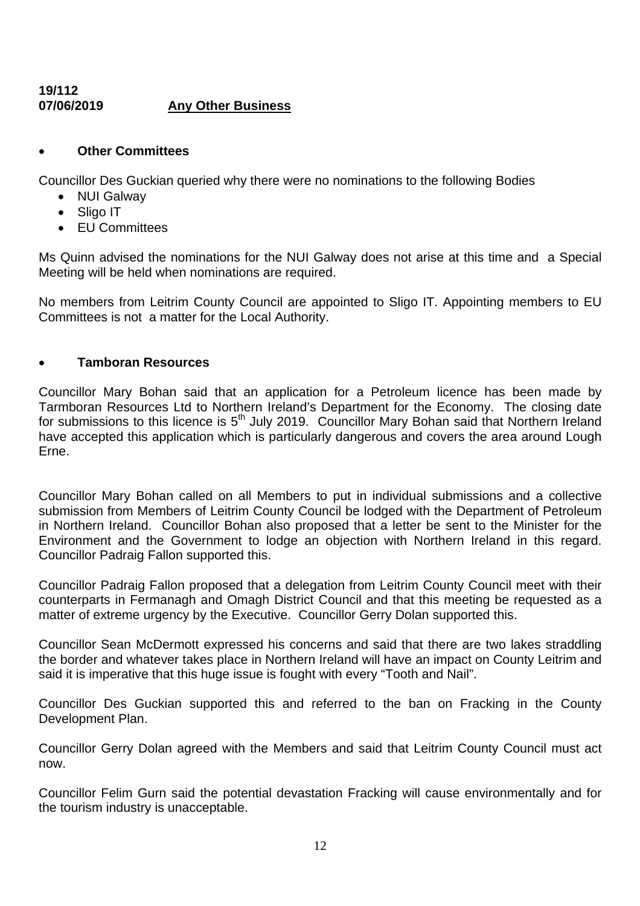**19/112**
**07/06/2019** **<u>Any Other Business</u>**

- **Other Committees**

Councillor Des Guckian queried why there were no nominations to the following Bodies

- NUI Galway
- Sligo IT
- EU Committees

Ms Quinn advised the nominations for the NUI Galway does not arise at this time and a Special Meeting will be held when nominations are required.

No members from Leitrim County Council are appointed to Sligo IT. Appointing members to EU Committees is not a matter for the Local Authority.

- **Tamboran Resources**

Councillor Mary Bohan said that an application for a Petroleum licence has been made by Tarmboran Resources Ltd to Northern Ireland's Department for the Economy. The closing date for submissions to this licence is 5th July 2019. Councillor Mary Bohan said that Northern Ireland have accepted this application which is particularly dangerous and covers the area around Lough Erne.

Councillor Mary Bohan called on all Members to put in individual submissions and a collective submission from Members of Leitrim County Council be lodged with the Department of Petroleum in Northern Ireland. Councillor Bohan also proposed that a letter be sent to the Minister for the Environment and the Government to lodge an objection with Northern Ireland in this regard. Councillor Padraig Fallon supported this.

Councillor Padraig Fallon proposed that a delegation from Leitrim County Council meet with their counterparts in Fermanagh and Omagh District Council and that this meeting be requested as a matter of extreme urgency by the Executive. Councillor Gerry Dolan supported this.

Councillor Sean McDermott expressed his concerns and said that there are two lakes straddling the border and whatever takes place in Northern Ireland will have an impact on County Leitrim and said it is imperative that this huge issue is fought with every "Tooth and Nail".

Councillor Des Guckian supported this and referred to the ban on Fracking in the County Development Plan.

Councillor Gerry Dolan agreed with the Members and said that Leitrim County Council must act now.

Councillor Felim Gurn said the potential devastation Fracking will cause environmentally and for the tourism industry is unacceptable.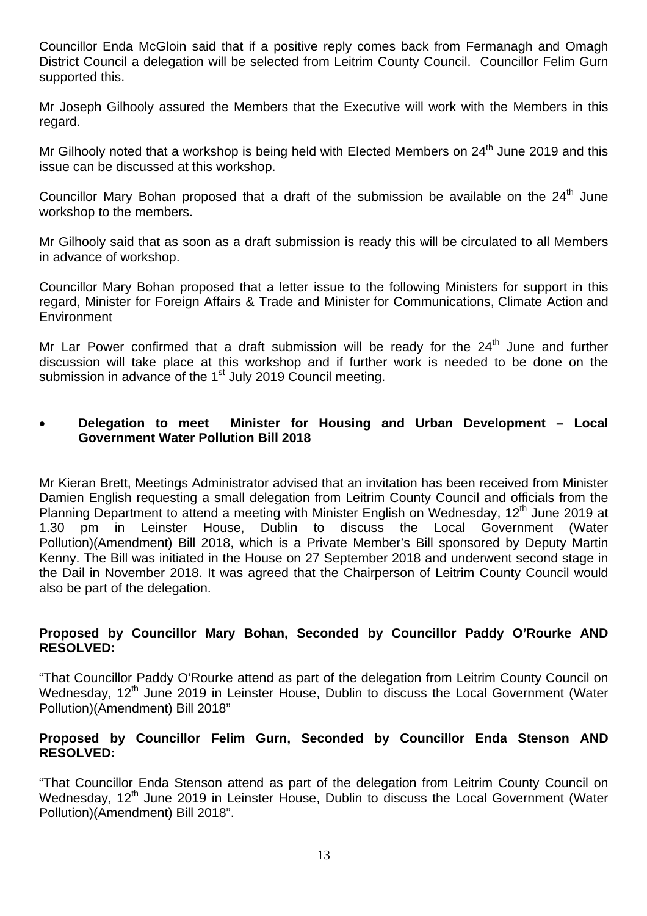Councillor Enda McGloin said that if a positive reply comes back from Fermanagh and Omagh District Council a delegation will be selected from Leitrim County Council. Councillor Felim Gurn supported this.

Mr Joseph Gilhooly assured the Members that the Executive will work with the Members in this regard.

Mr Gilhooly noted that a workshop is being held with Elected Members on 24th June 2019 and this issue can be discussed at this workshop.

Councillor Mary Bohan proposed that a draft of the submission be available on the 24th June workshop to the members.

Mr Gilhooly said that as soon as a draft submission is ready this will be circulated to all Members in advance of workshop.

Councillor Mary Bohan proposed that a letter issue to the following Ministers for support in this regard, Minister for Foreign Affairs & Trade and Minister for Communications, Climate Action and Environment

Mr Lar Power confirmed that a draft submission will be ready for the 24th June and further discussion will take place at this workshop and if further work is needed to be done on the submission in advance of the 1st July 2019 Council meeting.

- **Delegation to meet Minister for Housing and Urban Development – Local Government Water Pollution Bill 2018**

Mr Kieran Brett, Meetings Administrator advised that an invitation has been received from Minister Damien English requesting a small delegation from Leitrim County Council and officials from the Planning Department to attend a meeting with Minister English on Wednesday, 12th June 2019 at 1.30 pm in Leinster House, Dublin to discuss the Local Government (Water Pollution)(Amendment) Bill 2018, which is a Private Member's Bill sponsored by Deputy Martin Kenny. The Bill was initiated in the House on 27 September 2018 and underwent second stage in the Dail in November 2018. It was agreed that the Chairperson of Leitrim County Council would also be part of the delegation.

**Proposed by Councillor Mary Bohan, Seconded by Councillor Paddy O'Rourke AND RESOLVED:**

"That Councillor Paddy O'Rourke attend as part of the delegation from Leitrim County Council on Wednesday, 12th June 2019 in Leinster House, Dublin to discuss the Local Government (Water Pollution)(Amendment) Bill 2018"

**Proposed by Councillor Felim Gurn, Seconded by Councillor Enda Stenson AND RESOLVED:**

"That Councillor Enda Stenson attend as part of the delegation from Leitrim County Council on Wednesday, 12th June 2019 in Leinster House, Dublin to discuss the Local Government (Water Pollution)(Amendment) Bill 2018".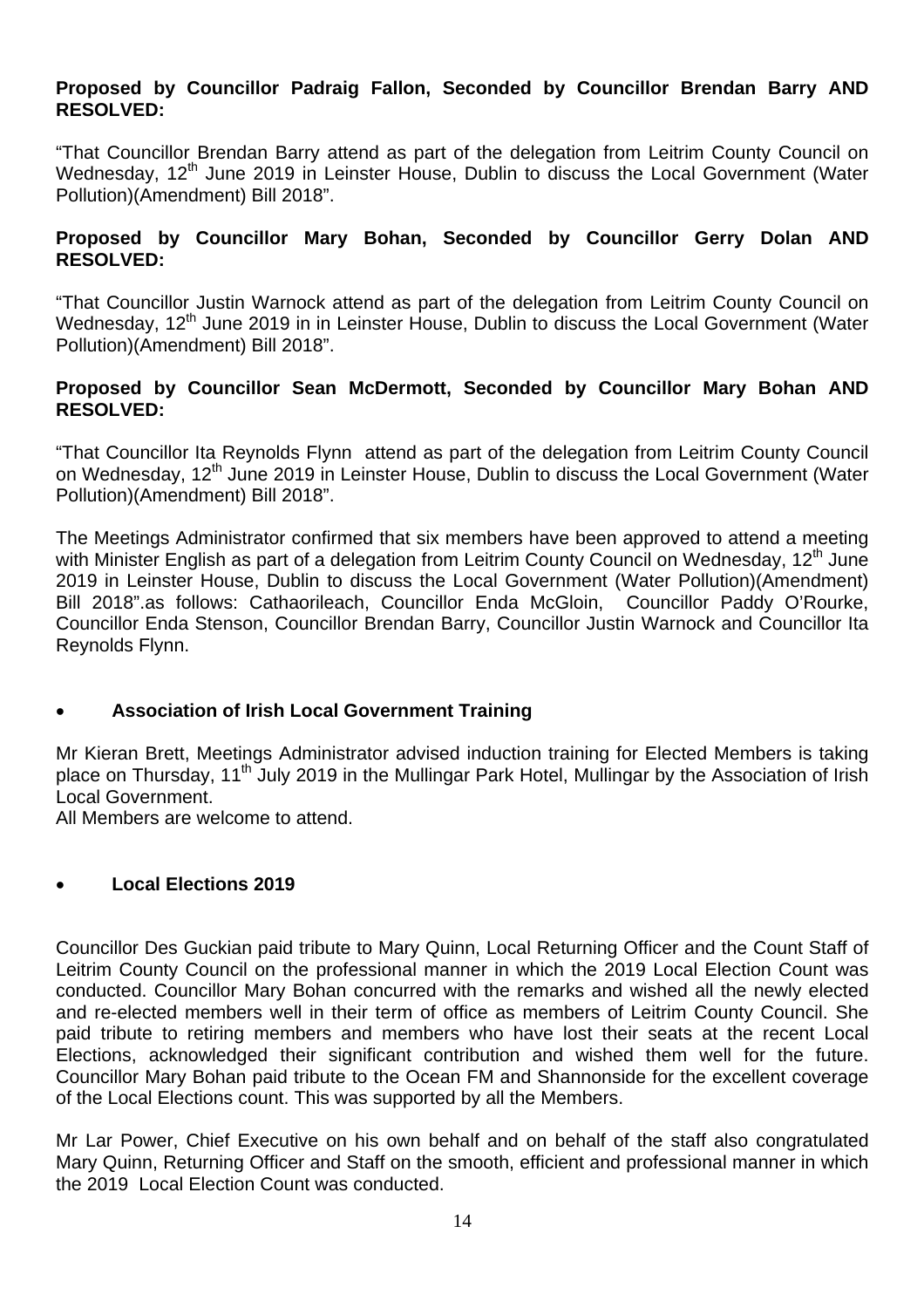**Proposed by Councillor Padraig Fallon, Seconded by Councillor Brendan Barry AND RESOLVED:**

"That Councillor Brendan Barry attend as part of the delegation from Leitrim County Council on Wednesday, 12th June 2019 in Leinster House, Dublin to discuss the Local Government (Water Pollution)(Amendment) Bill 2018".

**Proposed by Councillor Mary Bohan, Seconded by Councillor Gerry Dolan AND RESOLVED:**

"That Councillor Justin Warnock attend as part of the delegation from Leitrim County Council on Wednesday, 12th June 2019 in in Leinster House, Dublin to discuss the Local Government (Water Pollution)(Amendment) Bill 2018".

**Proposed by Councillor Sean McDermott, Seconded by Councillor Mary Bohan AND RESOLVED:**

"That Councillor Ita Reynolds Flynn attend as part of the delegation from Leitrim County Council on Wednesday, 12th June 2019 in Leinster House, Dublin to discuss the Local Government (Water Pollution)(Amendment) Bill 2018".

The Meetings Administrator confirmed that six members have been approved to attend a meeting with Minister English as part of a delegation from Leitrim County Council on Wednesday, 12th June 2019 in Leinster House, Dublin to discuss the Local Government (Water Pollution)(Amendment) Bill 2018".as follows: Cathaorileach, Councillor Enda McGloin, Councillor Paddy O'Rourke, Councillor Enda Stenson, Councillor Brendan Barry, Councillor Justin Warnock and Councillor Ita Reynolds Flynn.

- **Association of Irish Local Government Training**

Mr Kieran Brett, Meetings Administrator advised induction training for Elected Members is taking place on Thursday, 11th July 2019 in the Mullingar Park Hotel, Mullingar by the Association of Irish Local Government.
All Members are welcome to attend.

- **Local Elections 2019**

Councillor Des Guckian paid tribute to Mary Quinn, Local Returning Officer and the Count Staff of Leitrim County Council on the professional manner in which the 2019 Local Election Count was conducted. Councillor Mary Bohan concurred with the remarks and wished all the newly elected and re-elected members well in their term of office as members of Leitrim County Council. She paid tribute to retiring members and members who have lost their seats at the recent Local Elections, acknowledged their significant contribution and wished them well for the future. Councillor Mary Bohan paid tribute to the Ocean FM and Shannonside for the excellent coverage of the Local Elections count. This was supported by all the Members.

Mr Lar Power, Chief Executive on his own behalf and on behalf of the staff also congratulated Mary Quinn, Returning Officer and Staff on the smooth, efficient and professional manner in which the 2019 Local Election Count was conducted.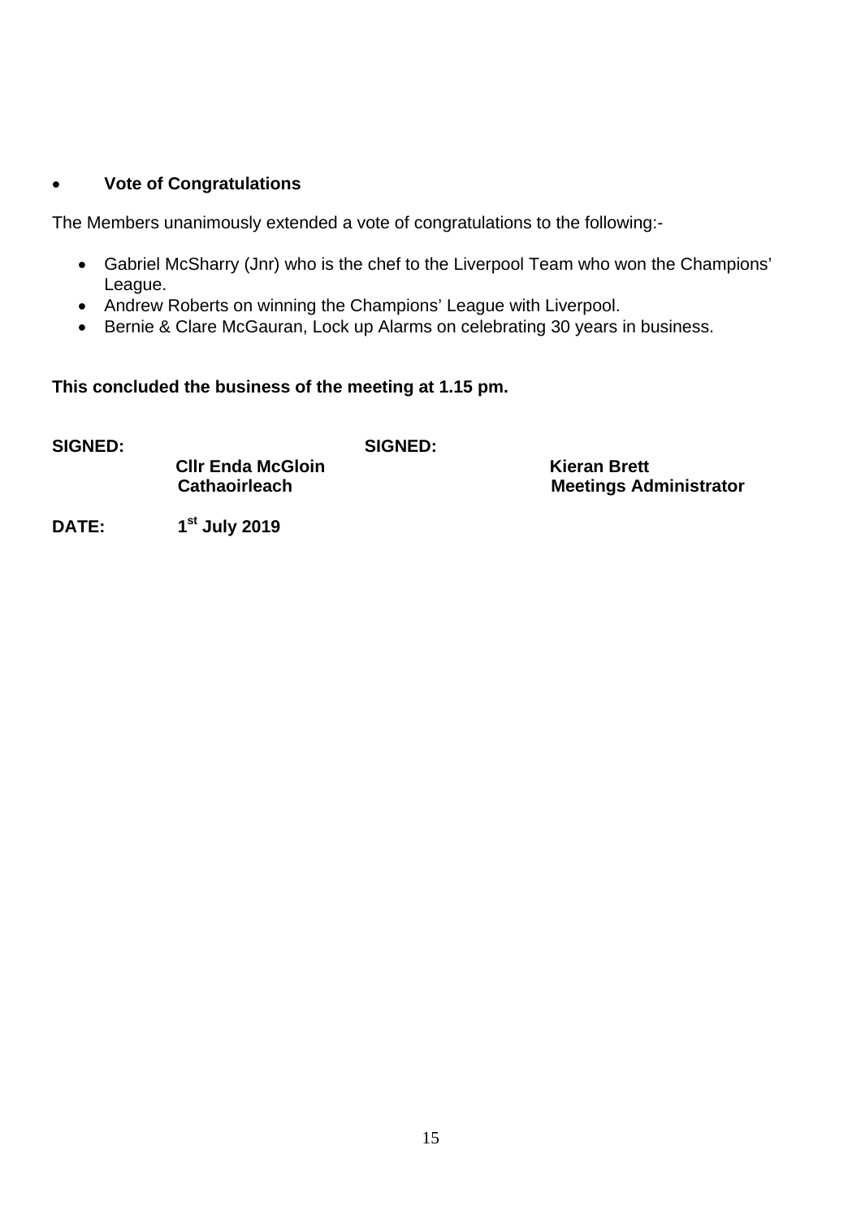- **Vote of Congratulations**

The Members unanimously extended a vote of congratulations to the following:-

- Gabriel McSharry (Jnr) who is the chef to the Liverpool Team who won the Champions' League.
- Andrew Roberts on winning the Champions' League with Liverpool.
- Bernie & Clare McGauran, Lock up Alarms on celebrating 30 years in business.

**This concluded the business of the meeting at 1.15 pm.**

**SIGNED:**
**Cllr Enda McGloin**
**Cathaoirleach**

**SIGNED:**
**Kieran Brett**
**Meetings Administrator**

**DATE:** **1st July 2019**